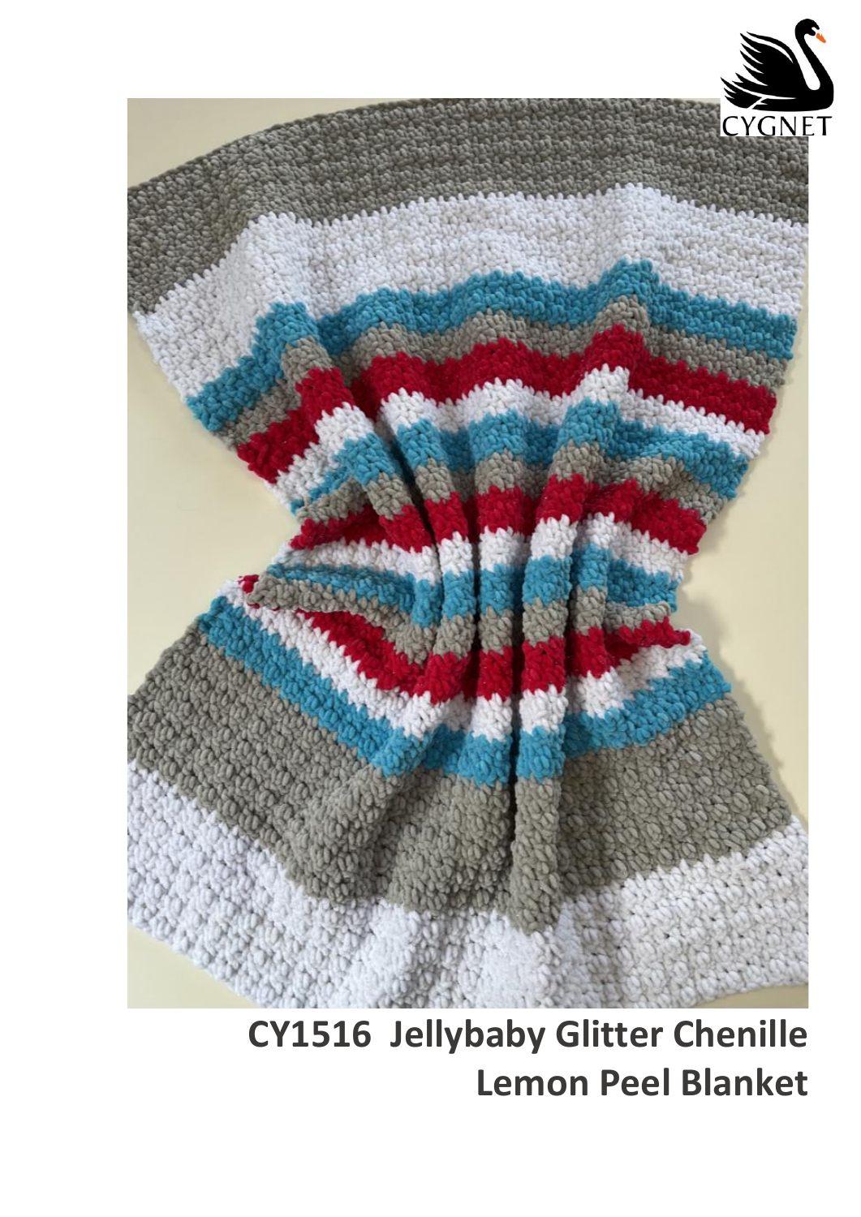# CY1516 Jellybaby Glitter Chenille Lemon Peel Blanket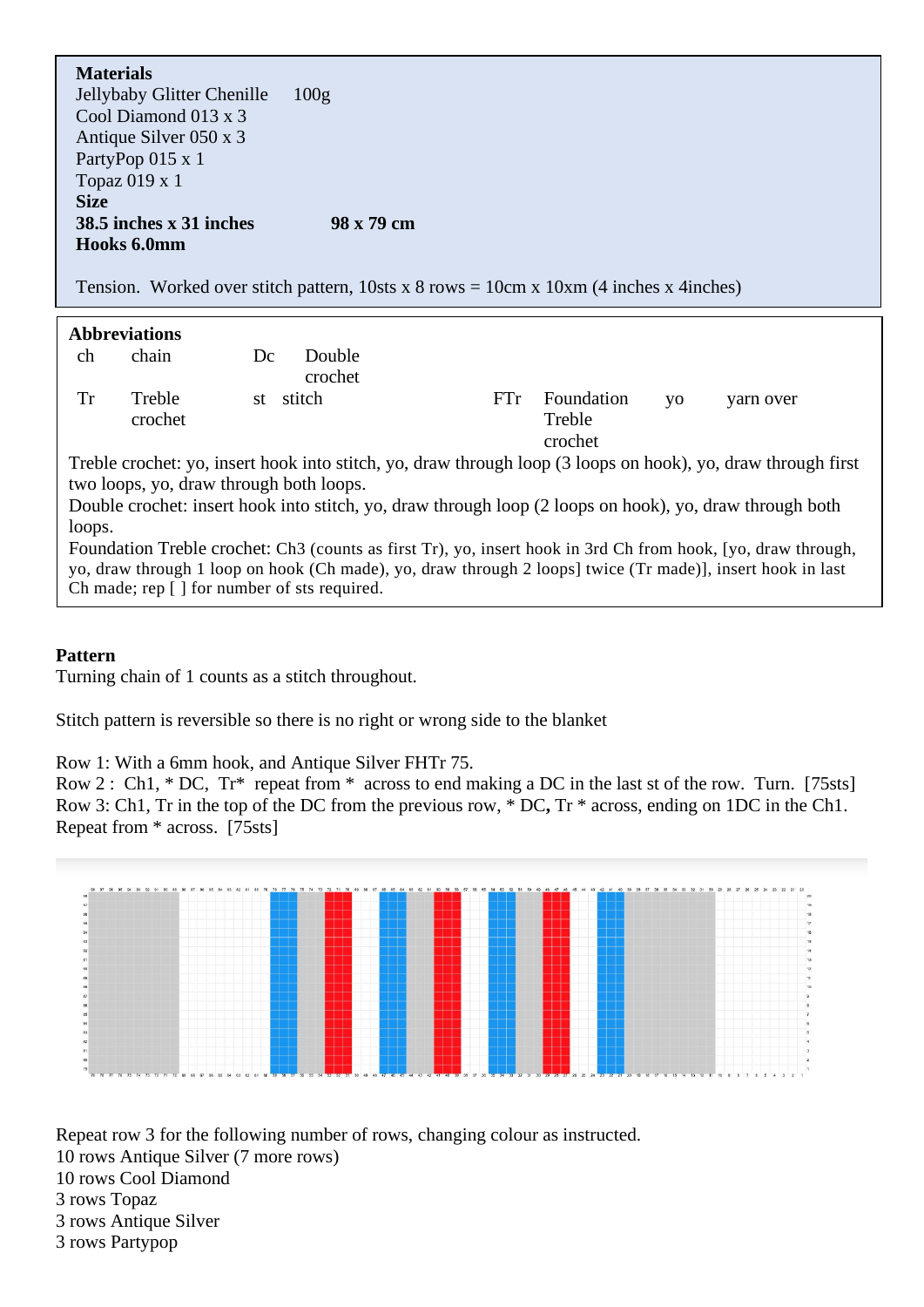**Materials**

Jellybaby Glitter Chenille 100g

Cool Diamond 013 x 3

Antique Silver 050 x 3

PartyPop 015 x 1

Topaz 019 x 1

**Size**

**38.5 inches x 31 inches 98 x 79 cm**

**Hooks 6.0mm**

Tension. Worked over stitch pattern, 10sts x 8 rows = 10cm x 10xm (4 inches x 4inches)

**Abbreviations**

| ch | chain | Dc | Double crochet | | | | |
|---|---|---|---|---|---|---|---|
| Tr | Treble crochet | st | stitch | FTr | Foundation Treble crochet | yo | yarn over |

Treble crochet: yo, insert hook into stitch, yo, draw through loop (3 loops on hook), yo, draw through first two loops, yo, draw through both loops.

Double crochet: insert hook into stitch, yo, draw through loop (2 loops on hook), yo, draw through both loops.

Foundation Treble crochet: Ch3 (counts as first Tr), yo, insert hook in 3rd Ch from hook, [yo, draw through, yo, draw through 1 loop on hook (Ch made), yo, draw through 2 loops] twice (Tr made)], insert hook in last Ch made; rep [ ] for number of sts required.

**Pattern**

Turning chain of 1 counts as a stitch throughout.

Stitch pattern is reversible so there is no right or wrong side to the blanket

Row 1: With a 6mm hook, and Antique Silver FHTr 75.

Row 2 : Ch1, * DC, Tr* repeat from * across to end making a DC in the last st of the row. Turn. [75sts]

Row 3: Ch1, Tr in the top of the DC from the previous row, * DC**,** Tr * across, ending on 1DC in the Ch1. Repeat from * across. [75sts]

Repeat row 3 for the following number of rows, changing colour as instructed.

10 rows Antique Silver (7 more rows)

10 rows Cool Diamond

3 rows Topaz

3 rows Antique Silver

3 rows Partypop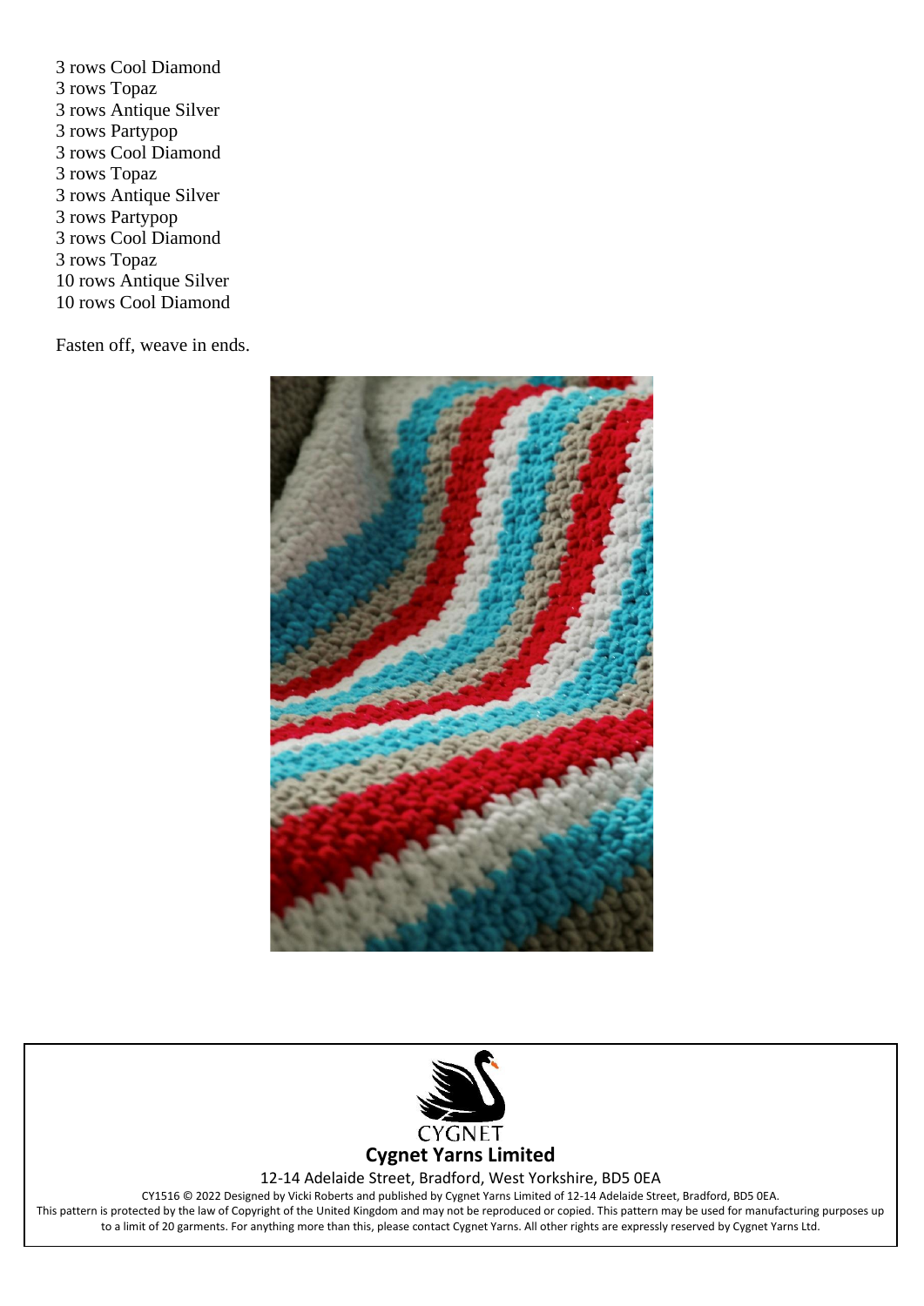3 rows Cool Diamond
3 rows Topaz
3 rows Antique Silver
3 rows Partypop
3 rows Cool Diamond
3 rows Topaz
3 rows Antique Silver
3 rows Partypop
3 rows Cool Diamond
3 rows Topaz
10 rows Antique Silver
10 rows Cool Diamond

Fasten off, weave in ends.

CYGNET

**Cygnet Yarns Limited**

12-14 Adelaide Street, Bradford, West Yorkshire, BD5 0EA

CY1516 © 2022 Designed by Vicki Roberts and published by Cygnet Yarns Limited of 12-14 Adelaide Street, Bradford, BD5 0EA.
This pattern is protected by the law of Copyright of the United Kingdom and may not be reproduced or copied. This pattern may be used for manufacturing purposes up to a limit of 20 garments. For anything more than this, please contact Cygnet Yarns. All other rights are expressly reserved by Cygnet Yarns Ltd.